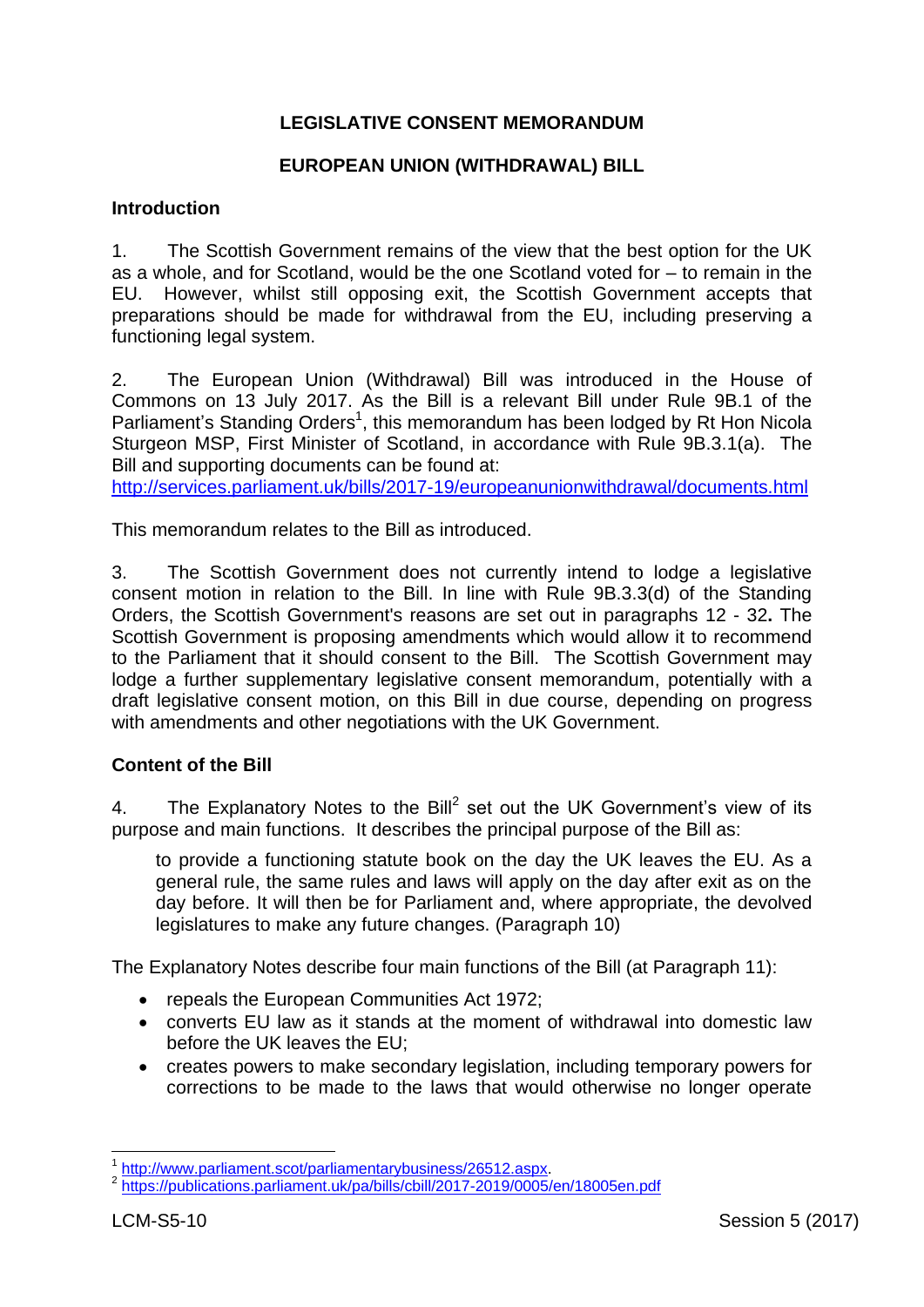# LEGISLATIVE CONSENT MEMORANDUM

## EUROPEAN UNION (WITHDRAWAL) BILL

### Introduction

1. The Scottish Government remains of the view that the best option for the UK as a whole, and for Scotland, would be the one Scotland voted for – to remain in the EU. However, whilst still opposing exit, the Scottish Government accepts that preparations should be made for withdrawal from the EU, including preserving a functioning legal system.

2. The European Union (Withdrawal) Bill was introduced in the House of Commons on 13 July 2017. As the Bill is a relevant Bill under Rule 9B.1 of the Parliament's Standing Orders[1], this memorandum has been lodged by Rt Hon Nicola Sturgeon MSP, First Minister of Scotland, in accordance with Rule 9B.3.1(a). The Bill and supporting documents can be found at: http://services.parliament.uk/bills/2017-19/europeanunionwithdrawal/documents.html

This memorandum relates to the Bill as introduced.

3. The Scottish Government does not currently intend to lodge a legislative consent motion in relation to the Bill. In line with Rule 9B.3.3(d) of the Standing Orders, the Scottish Government's reasons are set out in paragraphs 12 - 32**.** The Scottish Government is proposing amendments which would allow it to recommend to the Parliament that it should consent to the Bill. The Scottish Government may lodge a further supplementary legislative consent memorandum, potentially with a draft legislative consent motion, on this Bill in due course, depending on progress with amendments and other negotiations with the UK Government.

### Content of the Bill

4. The Explanatory Notes to the Bill[2] set out the UK Government's view of its purpose and main functions. It describes the principal purpose of the Bill as:

> to provide a functioning statute book on the day the UK leaves the EU. As a general rule, the same rules and laws will apply on the day after exit as on the day before. It will then be for Parliament and, where appropriate, the devolved legislatures to make any future changes. (Paragraph 10)

The Explanatory Notes describe four main functions of the Bill (at Paragraph 11):

- repeals the European Communities Act 1972;
- converts EU law as it stands at the moment of withdrawal into domestic law before the UK leaves the EU;
- creates powers to make secondary legislation, including temporary powers for corrections to be made to the laws that would otherwise no longer operate

---

[1] http://www.parliament.scot/parliamentarybusiness/26512.aspx.

[2] https://publications.parliament.uk/pa/bills/cbill/2017-2019/0005/en/18005en.pdf

LCM-S5-10 Session 5 (2017)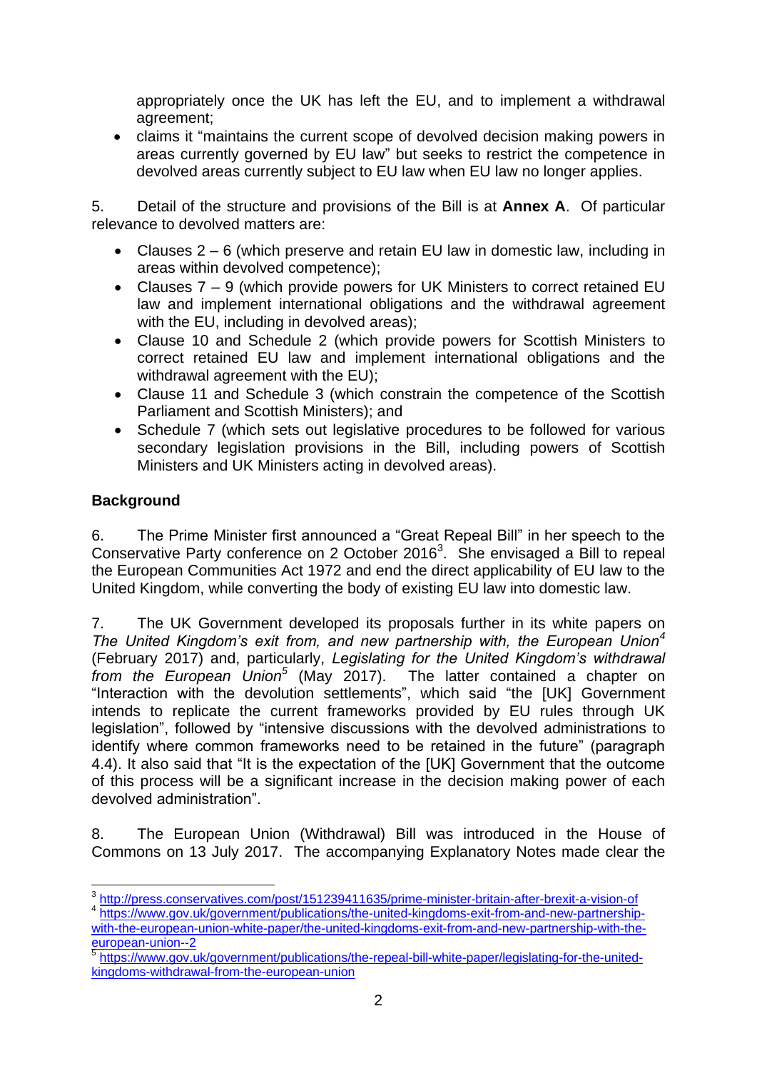appropriately once the UK has left the EU, and to implement a withdrawal agreement;

- claims it "maintains the current scope of devolved decision making powers in areas currently governed by EU law" but seeks to restrict the competence in devolved areas currently subject to EU law when EU law no longer applies.

5. Detail of the structure and provisions of the Bill is at **Annex A**. Of particular relevance to devolved matters are:

- Clauses 2 – 6 (which preserve and retain EU law in domestic law, including in areas within devolved competence);
- Clauses 7 – 9 (which provide powers for UK Ministers to correct retained EU law and implement international obligations and the withdrawal agreement with the EU, including in devolved areas);
- Clause 10 and Schedule 2 (which provide powers for Scottish Ministers to correct retained EU law and implement international obligations and the withdrawal agreement with the EU);
- Clause 11 and Schedule 3 (which constrain the competence of the Scottish Parliament and Scottish Ministers); and
- Schedule 7 (which sets out legislative procedures to be followed for various secondary legislation provisions in the Bill, including powers of Scottish Ministers and UK Ministers acting in devolved areas).

## Background

6. The Prime Minister first announced a "Great Repeal Bill" in her speech to the Conservative Party conference on 2 October 2016[3]. She envisaged a Bill to repeal the European Communities Act 1972 and end the direct applicability of EU law to the United Kingdom, while converting the body of existing EU law into domestic law.

7. The UK Government developed its proposals further in its white papers on *The United Kingdom's exit from, and new partnership with, the European Union*[4] (February 2017) and, particularly, *Legislating for the United Kingdom's withdrawal from the European Union*[5] (May 2017). The latter contained a chapter on "Interaction with the devolution settlements", which said "the [UK] Government intends to replicate the current frameworks provided by EU rules through UK legislation", followed by "intensive discussions with the devolved administrations to identify where common frameworks need to be retained in the future" (paragraph 4.4). It also said that "It is the expectation of the [UK] Government that the outcome of this process will be a significant increase in the decision making power of each devolved administration".

8. The European Union (Withdrawal) Bill was introduced in the House of Commons on 13 July 2017. The accompanying Explanatory Notes made clear the

---

[3] http://press.conservatives.com/post/151239411635/prime-minister-britain-after-brexit-a-vision-of

[4] https://www.gov.uk/government/publications/the-united-kingdoms-exit-from-and-new-partnership-with-the-european-union-white-paper/the-united-kingdoms-exit-from-and-new-partnership-with-the-european-union--2

[5] https://www.gov.uk/government/publications/the-repeal-bill-white-paper/legislating-for-the-united-kingdoms-withdrawal-from-the-european-union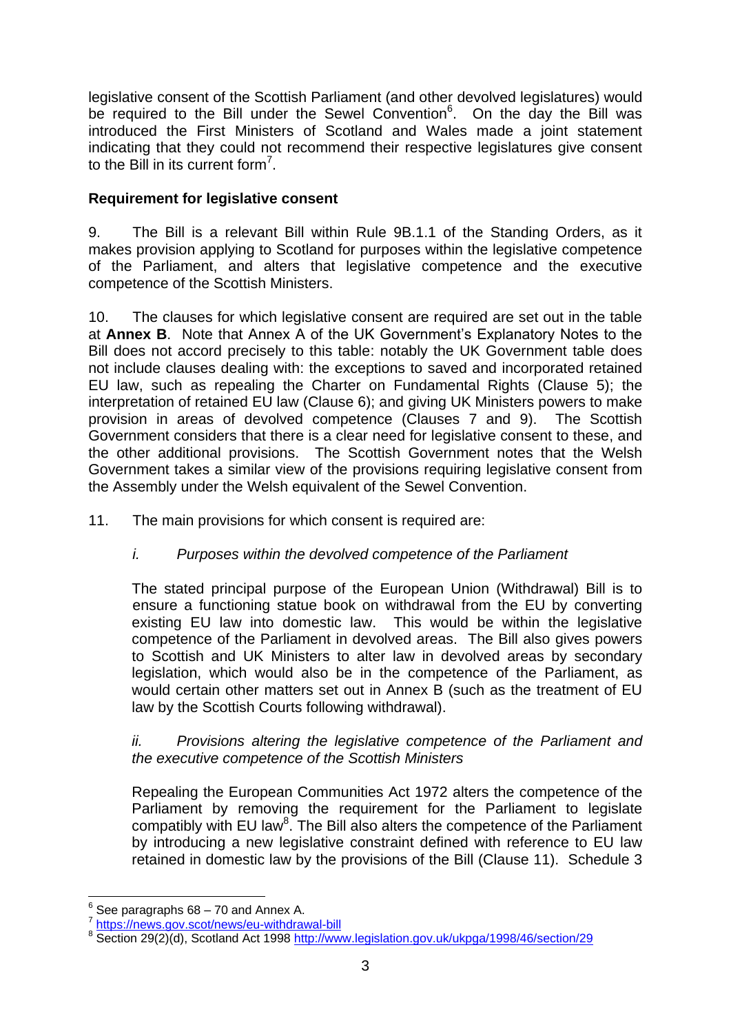legislative consent of the Scottish Parliament (and other devolved legislatures) would be required to the Bill under the Sewel Convention[6]. On the day the Bill was introduced the First Ministers of Scotland and Wales made a joint statement indicating that they could not recommend their respective legislatures give consent to the Bill in its current form[7].

### Requirement for legislative consent

9. The Bill is a relevant Bill within Rule 9B.1.1 of the Standing Orders, as it makes provision applying to Scotland for purposes within the legislative competence of the Parliament, and alters that legislative competence and the executive competence of the Scottish Ministers.

10. The clauses for which legislative consent are required are set out in the table at **Annex B**. Note that Annex A of the UK Government's Explanatory Notes to the Bill does not accord precisely to this table: notably the UK Government table does not include clauses dealing with: the exceptions to saved and incorporated retained EU law, such as repealing the Charter on Fundamental Rights (Clause 5); the interpretation of retained EU law (Clause 6); and giving UK Ministers powers to make provision in areas of devolved competence (Clauses 7 and 9). The Scottish Government considers that there is a clear need for legislative consent to these, and the other additional provisions. The Scottish Government notes that the Welsh Government takes a similar view of the provisions requiring legislative consent from the Assembly under the Welsh equivalent of the Sewel Convention.

11. The main provisions for which consent is required are:

*i. Purposes within the devolved competence of the Parliament*

The stated principal purpose of the European Union (Withdrawal) Bill is to ensure a functioning statue book on withdrawal from the EU by converting existing EU law into domestic law. This would be within the legislative competence of the Parliament in devolved areas. The Bill also gives powers to Scottish and UK Ministers to alter law in devolved areas by secondary legislation, which would also be in the competence of the Parliament, as would certain other matters set out in Annex B (such as the treatment of EU law by the Scottish Courts following withdrawal).

*ii. Provisions altering the legislative competence of the Parliament and the executive competence of the Scottish Ministers*

Repealing the European Communities Act 1972 alters the competence of the Parliament by removing the requirement for the Parliament to legislate compatibly with EU law[8]. The Bill also alters the competence of the Parliament by introducing a new legislative constraint defined with reference to EU law retained in domestic law by the provisions of the Bill (Clause 11). Schedule 3

---

[6] See paragraphs 68 – 70 and Annex A.

[7] https://news.gov.scot/news/eu-withdrawal-bill

[8] Section 29(2)(d), Scotland Act 1998 http://www.legislation.gov.uk/ukpga/1998/46/section/29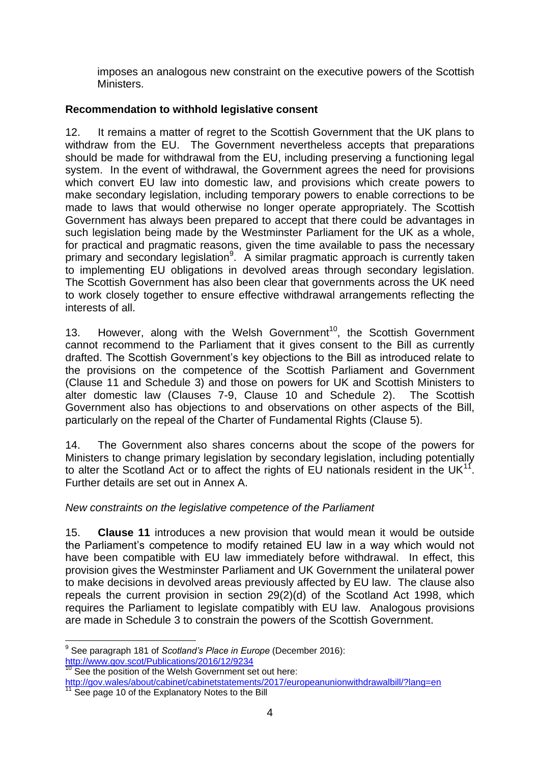imposes an analogous new constraint on the executive powers of the Scottish Ministers.

**Recommendation to withhold legislative consent**

12. It remains a matter of regret to the Scottish Government that the UK plans to withdraw from the EU. The Government nevertheless accepts that preparations should be made for withdrawal from the EU, including preserving a functioning legal system. In the event of withdrawal, the Government agrees the need for provisions which convert EU law into domestic law, and provisions which create powers to make secondary legislation, including temporary powers to enable corrections to be made to laws that would otherwise no longer operate appropriately. The Scottish Government has always been prepared to accept that there could be advantages in such legislation being made by the Westminster Parliament for the UK as a whole, for practical and pragmatic reasons, given the time available to pass the necessary primary and secondary legislation[9]. A similar pragmatic approach is currently taken to implementing EU obligations in devolved areas through secondary legislation. The Scottish Government has also been clear that governments across the UK need to work closely together to ensure effective withdrawal arrangements reflecting the interests of all.

13. However, along with the Welsh Government[10], the Scottish Government cannot recommend to the Parliament that it gives consent to the Bill as currently drafted. The Scottish Government's key objections to the Bill as introduced relate to the provisions on the competence of the Scottish Parliament and Government (Clause 11 and Schedule 3) and those on powers for UK and Scottish Ministers to alter domestic law (Clauses 7-9, Clause 10 and Schedule 2). The Scottish Government also has objections to and observations on other aspects of the Bill, particularly on the repeal of the Charter of Fundamental Rights (Clause 5).

14. The Government also shares concerns about the scope of the powers for Ministers to change primary legislation by secondary legislation, including potentially to alter the Scotland Act or to affect the rights of EU nationals resident in the UK[11]. Further details are set out in Annex A.

*New constraints on the legislative competence of the Parliament*

15. **Clause 11** introduces a new provision that would mean it would be outside the Parliament's competence to modify retained EU law in a way which would not have been compatible with EU law immediately before withdrawal. In effect, this provision gives the Westminster Parliament and UK Government the unilateral power to make decisions in devolved areas previously affected by EU law. The clause also repeals the current provision in section 29(2)(d) of the Scotland Act 1998, which requires the Parliament to legislate compatibly with EU law. Analogous provisions are made in Schedule 3 to constrain the powers of the Scottish Government.

---

[9] See paragraph 181 of *Scotland's Place in Europe* (December 2016): http://www.gov.scot/Publications/2016/12/9234

[10] See the position of the Welsh Government set out here: http://gov.wales/about/cabinet/cabinetstatements/2017/europeanunionwithdrawalbill/?lang=en

[11] See page 10 of the Explanatory Notes to the Bill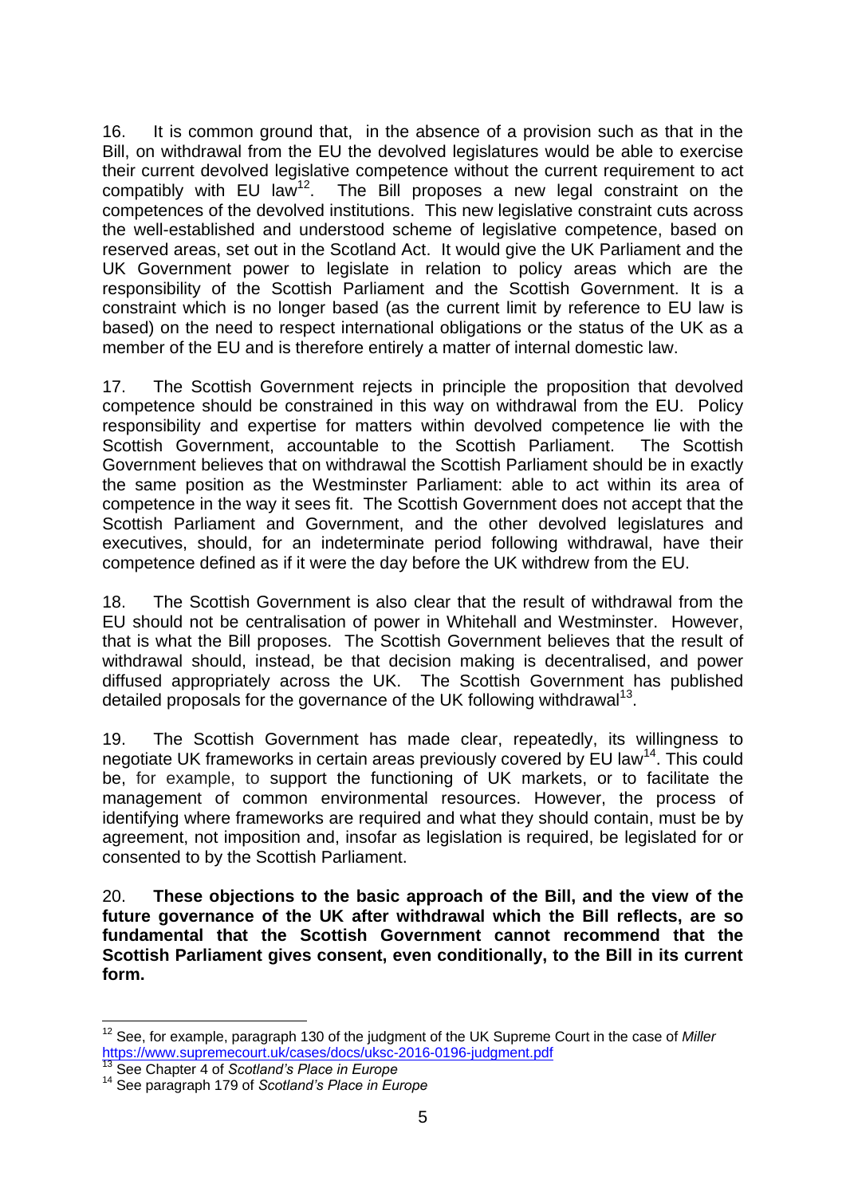16. It is common ground that, in the absence of a provision such as that in the Bill, on withdrawal from the EU the devolved legislatures would be able to exercise their current devolved legislative competence without the current requirement to act compatibly with EU law[12]. The Bill proposes a new legal constraint on the competences of the devolved institutions. This new legislative constraint cuts across the well-established and understood scheme of legislative competence, based on reserved areas, set out in the Scotland Act. It would give the UK Parliament and the UK Government power to legislate in relation to policy areas which are the responsibility of the Scottish Parliament and the Scottish Government. It is a constraint which is no longer based (as the current limit by reference to EU law is based) on the need to respect international obligations or the status of the UK as a member of the EU and is therefore entirely a matter of internal domestic law.

17. The Scottish Government rejects in principle the proposition that devolved competence should be constrained in this way on withdrawal from the EU. Policy responsibility and expertise for matters within devolved competence lie with the Scottish Government, accountable to the Scottish Parliament. The Scottish Government believes that on withdrawal the Scottish Parliament should be in exactly the same position as the Westminster Parliament: able to act within its area of competence in the way it sees fit. The Scottish Government does not accept that the Scottish Parliament and Government, and the other devolved legislatures and executives, should, for an indeterminate period following withdrawal, have their competence defined as if it were the day before the UK withdrew from the EU.

18. The Scottish Government is also clear that the result of withdrawal from the EU should not be centralisation of power in Whitehall and Westminster. However, that is what the Bill proposes. The Scottish Government believes that the result of withdrawal should, instead, be that decision making is decentralised, and power diffused appropriately across the UK. The Scottish Government has published detailed proposals for the governance of the UK following withdrawal[13].

19. The Scottish Government has made clear, repeatedly, its willingness to negotiate UK frameworks in certain areas previously covered by EU law[14]. This could be, for example, to support the functioning of UK markets, or to facilitate the management of common environmental resources. However, the process of identifying where frameworks are required and what they should contain, must be by agreement, not imposition and, insofar as legislation is required, be legislated for or consented to by the Scottish Parliament.

20. **These objections to the basic approach of the Bill, and the view of the future governance of the UK after withdrawal which the Bill reflects, are so fundamental that the Scottish Government cannot recommend that the Scottish Parliament gives consent, even conditionally, to the Bill in its current form.**

---

[12] See, for example, paragraph 130 of the judgment of the UK Supreme Court in the case of *Miller* https://www.supremecourt.uk/cases/docs/uksc-2016-0196-judgment.pdf

[13] See Chapter 4 of *Scotland's Place in Europe*

[14] See paragraph 179 of *Scotland's Place in Europe*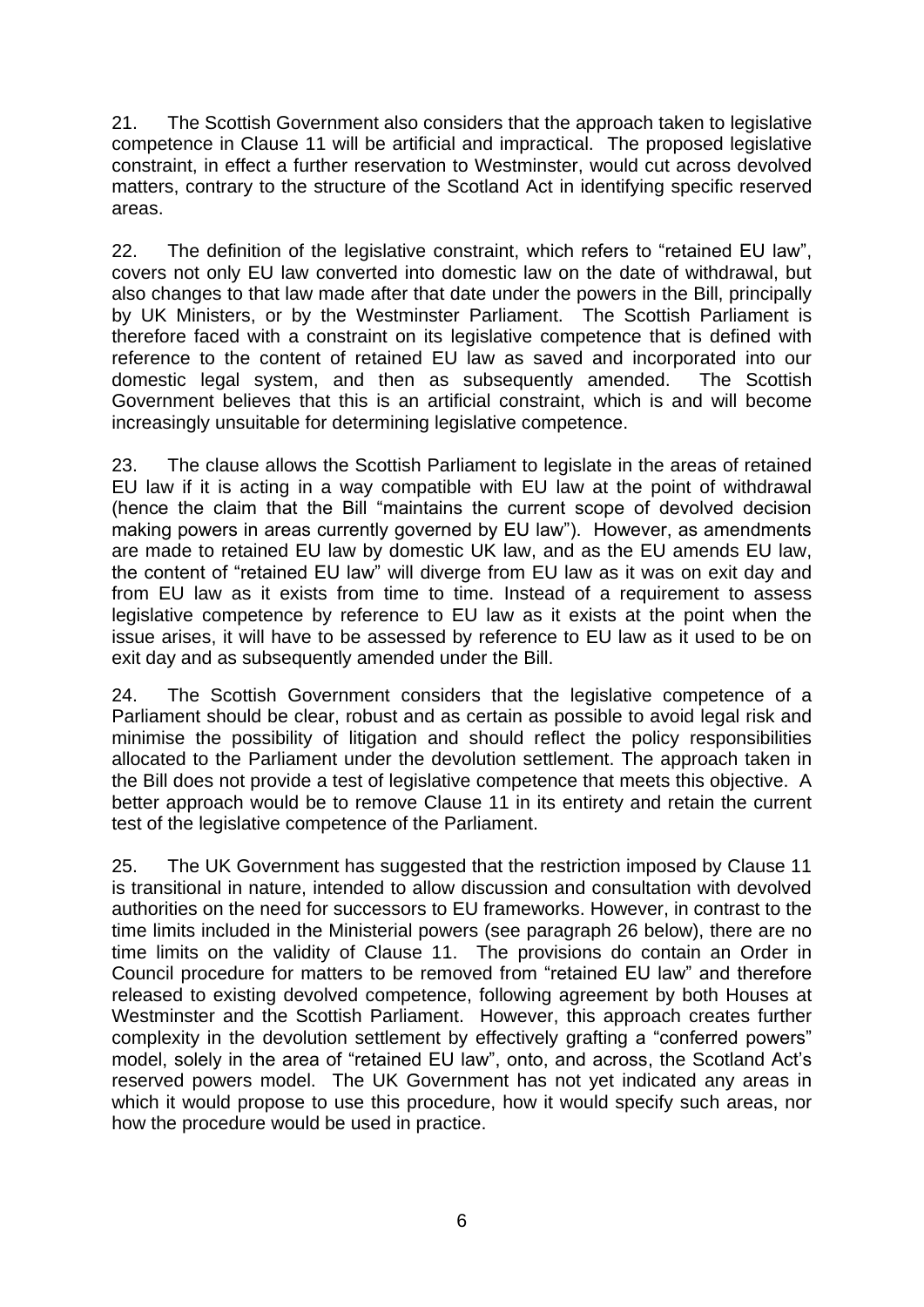21. The Scottish Government also considers that the approach taken to legislative competence in Clause 11 will be artificial and impractical. The proposed legislative constraint, in effect a further reservation to Westminster, would cut across devolved matters, contrary to the structure of the Scotland Act in identifying specific reserved areas.

22. The definition of the legislative constraint, which refers to "retained EU law", covers not only EU law converted into domestic law on the date of withdrawal, but also changes to that law made after that date under the powers in the Bill, principally by UK Ministers, or by the Westminster Parliament. The Scottish Parliament is therefore faced with a constraint on its legislative competence that is defined with reference to the content of retained EU law as saved and incorporated into our domestic legal system, and then as subsequently amended. The Scottish Government believes that this is an artificial constraint, which is and will become increasingly unsuitable for determining legislative competence.

23. The clause allows the Scottish Parliament to legislate in the areas of retained EU law if it is acting in a way compatible with EU law at the point of withdrawal (hence the claim that the Bill "maintains the current scope of devolved decision making powers in areas currently governed by EU law"). However, as amendments are made to retained EU law by domestic UK law, and as the EU amends EU law, the content of "retained EU law" will diverge from EU law as it was on exit day and from EU law as it exists from time to time. Instead of a requirement to assess legislative competence by reference to EU law as it exists at the point when the issue arises, it will have to be assessed by reference to EU law as it used to be on exit day and as subsequently amended under the Bill.

24. The Scottish Government considers that the legislative competence of a Parliament should be clear, robust and as certain as possible to avoid legal risk and minimise the possibility of litigation and should reflect the policy responsibilities allocated to the Parliament under the devolution settlement. The approach taken in the Bill does not provide a test of legislative competence that meets this objective. A better approach would be to remove Clause 11 in its entirety and retain the current test of the legislative competence of the Parliament.

25. The UK Government has suggested that the restriction imposed by Clause 11 is transitional in nature, intended to allow discussion and consultation with devolved authorities on the need for successors to EU frameworks. However, in contrast to the time limits included in the Ministerial powers (see paragraph 26 below), there are no time limits on the validity of Clause 11. The provisions do contain an Order in Council procedure for matters to be removed from "retained EU law" and therefore released to existing devolved competence, following agreement by both Houses at Westminster and the Scottish Parliament. However, this approach creates further complexity in the devolution settlement by effectively grafting a "conferred powers" model, solely in the area of "retained EU law", onto, and across, the Scotland Act's reserved powers model. The UK Government has not yet indicated any areas in which it would propose to use this procedure, how it would specify such areas, nor how the procedure would be used in practice.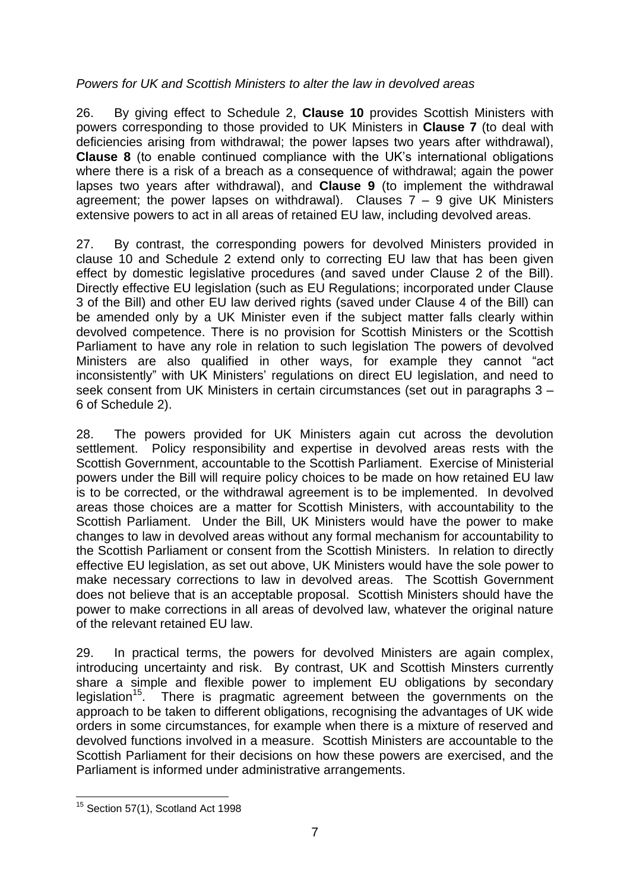*Powers for UK and Scottish Ministers to alter the law in devolved areas*

26. By giving effect to Schedule 2, **Clause 10** provides Scottish Ministers with powers corresponding to those provided to UK Ministers in **Clause 7** (to deal with deficiencies arising from withdrawal; the power lapses two years after withdrawal), **Clause 8** (to enable continued compliance with the UK's international obligations where there is a risk of a breach as a consequence of withdrawal; again the power lapses two years after withdrawal), and **Clause 9** (to implement the withdrawal agreement; the power lapses on withdrawal). Clauses 7 – 9 give UK Ministers extensive powers to act in all areas of retained EU law, including devolved areas.

27. By contrast, the corresponding powers for devolved Ministers provided in clause 10 and Schedule 2 extend only to correcting EU law that has been given effect by domestic legislative procedures (and saved under Clause 2 of the Bill). Directly effective EU legislation (such as EU Regulations; incorporated under Clause 3 of the Bill) and other EU law derived rights (saved under Clause 4 of the Bill) can be amended only by a UK Minister even if the subject matter falls clearly within devolved competence. There is no provision for Scottish Ministers or the Scottish Parliament to have any role in relation to such legislation The powers of devolved Ministers are also qualified in other ways, for example they cannot "act inconsistently" with UK Ministers' regulations on direct EU legislation, and need to seek consent from UK Ministers in certain circumstances (set out in paragraphs 3 – 6 of Schedule 2).

28. The powers provided for UK Ministers again cut across the devolution settlement. Policy responsibility and expertise in devolved areas rests with the Scottish Government, accountable to the Scottish Parliament. Exercise of Ministerial powers under the Bill will require policy choices to be made on how retained EU law is to be corrected, or the withdrawal agreement is to be implemented. In devolved areas those choices are a matter for Scottish Ministers, with accountability to the Scottish Parliament. Under the Bill, UK Ministers would have the power to make changes to law in devolved areas without any formal mechanism for accountability to the Scottish Parliament or consent from the Scottish Ministers. In relation to directly effective EU legislation, as set out above, UK Ministers would have the sole power to make necessary corrections to law in devolved areas. The Scottish Government does not believe that is an acceptable proposal. Scottish Ministers should have the power to make corrections in all areas of devolved law, whatever the original nature of the relevant retained EU law.

29. In practical terms, the powers for devolved Ministers are again complex, introducing uncertainty and risk. By contrast, UK and Scottish Minsters currently share a simple and flexible power to implement EU obligations by secondary legislation[15]. There is pragmatic agreement between the governments on the approach to be taken to different obligations, recognising the advantages of UK wide orders in some circumstances, for example when there is a mixture of reserved and devolved functions involved in a measure. Scottish Ministers are accountable to the Scottish Parliament for their decisions on how these powers are exercised, and the Parliament is informed under administrative arrangements.

---

[15] Section 57(1), Scotland Act 1998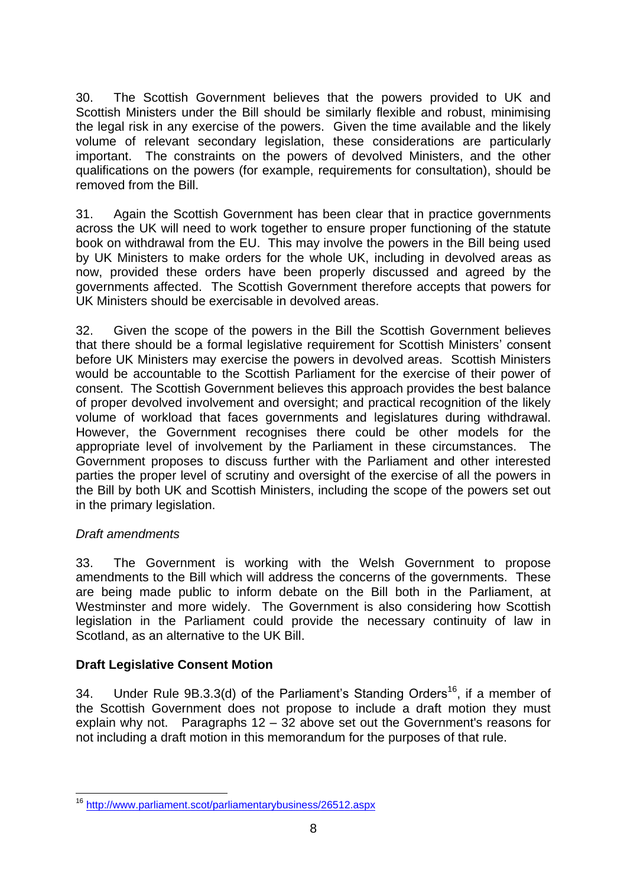30. The Scottish Government believes that the powers provided to UK and Scottish Ministers under the Bill should be similarly flexible and robust, minimising the legal risk in any exercise of the powers. Given the time available and the likely volume of relevant secondary legislation, these considerations are particularly important. The constraints on the powers of devolved Ministers, and the other qualifications on the powers (for example, requirements for consultation), should be removed from the Bill.

31. Again the Scottish Government has been clear that in practice governments across the UK will need to work together to ensure proper functioning of the statute book on withdrawal from the EU. This may involve the powers in the Bill being used by UK Ministers to make orders for the whole UK, including in devolved areas as now, provided these orders have been properly discussed and agreed by the governments affected. The Scottish Government therefore accepts that powers for UK Ministers should be exercisable in devolved areas.

32. Given the scope of the powers in the Bill the Scottish Government believes that there should be a formal legislative requirement for Scottish Ministers' consent before UK Ministers may exercise the powers in devolved areas. Scottish Ministers would be accountable to the Scottish Parliament for the exercise of their power of consent. The Scottish Government believes this approach provides the best balance of proper devolved involvement and oversight; and practical recognition of the likely volume of workload that faces governments and legislatures during withdrawal. However, the Government recognises there could be other models for the appropriate level of involvement by the Parliament in these circumstances. The Government proposes to discuss further with the Parliament and other interested parties the proper level of scrutiny and oversight of the exercise of all the powers in the Bill by both UK and Scottish Ministers, including the scope of the powers set out in the primary legislation.

*Draft amendments*

33. The Government is working with the Welsh Government to propose amendments to the Bill which will address the concerns of the governments. These are being made public to inform debate on the Bill both in the Parliament, at Westminster and more widely. The Government is also considering how Scottish legislation in the Parliament could provide the necessary continuity of law in Scotland, as an alternative to the UK Bill.

**Draft Legislative Consent Motion**

34. Under Rule 9B.3.3(d) of the Parliament's Standing Orders[16], if a member of the Scottish Government does not propose to include a draft motion they must explain why not. Paragraphs 12 – 32 above set out the Government's reasons for not including a draft motion in this memorandum for the purposes of that rule.

---

[16] http://www.parliament.scot/parliamentarybusiness/26512.aspx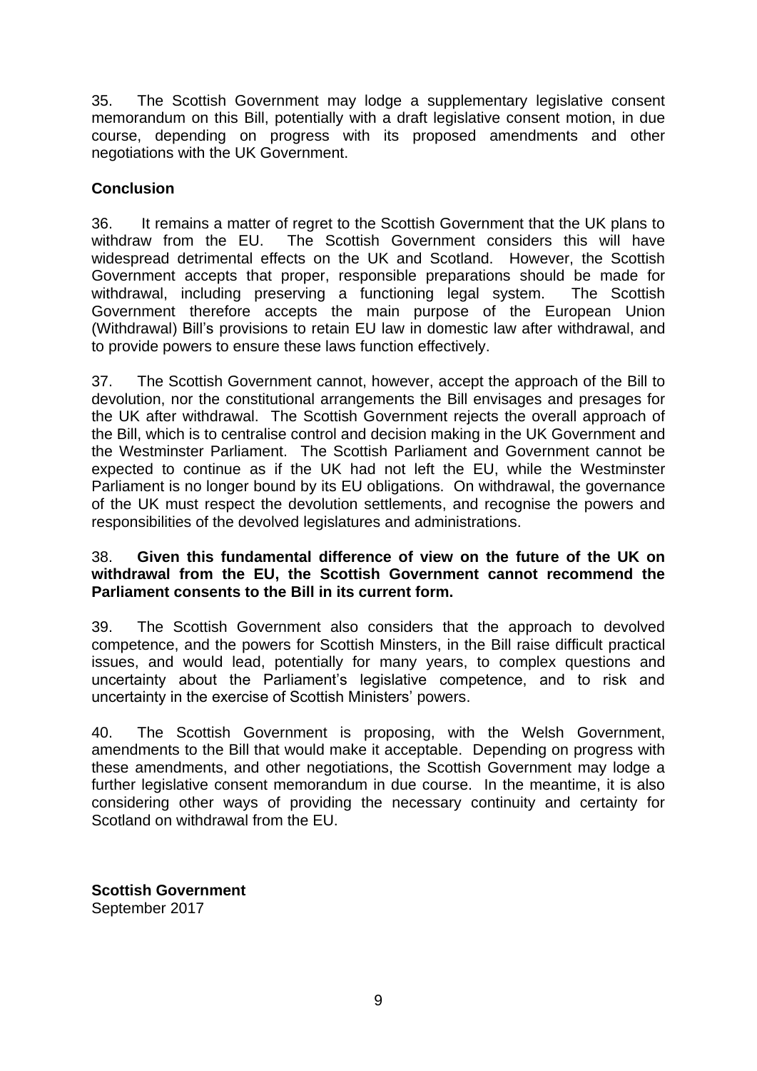35. The Scottish Government may lodge a supplementary legislative consent memorandum on this Bill, potentially with a draft legislative consent motion, in due course, depending on progress with its proposed amendments and other negotiations with the UK Government.

**Conclusion**

36. It remains a matter of regret to the Scottish Government that the UK plans to withdraw from the EU. The Scottish Government considers this will have widespread detrimental effects on the UK and Scotland. However, the Scottish Government accepts that proper, responsible preparations should be made for withdrawal, including preserving a functioning legal system. The Scottish Government therefore accepts the main purpose of the European Union (Withdrawal) Bill's provisions to retain EU law in domestic law after withdrawal, and to provide powers to ensure these laws function effectively.

37. The Scottish Government cannot, however, accept the approach of the Bill to devolution, nor the constitutional arrangements the Bill envisages and presages for the UK after withdrawal. The Scottish Government rejects the overall approach of the Bill, which is to centralise control and decision making in the UK Government and the Westminster Parliament. The Scottish Parliament and Government cannot be expected to continue as if the UK had not left the EU, while the Westminster Parliament is no longer bound by its EU obligations. On withdrawal, the governance of the UK must respect the devolution settlements, and recognise the powers and responsibilities of the devolved legislatures and administrations.

38. **Given this fundamental difference of view on the future of the UK on withdrawal from the EU, the Scottish Government cannot recommend the Parliament consents to the Bill in its current form.**

39. The Scottish Government also considers that the approach to devolved competence, and the powers for Scottish Minsters, in the Bill raise difficult practical issues, and would lead, potentially for many years, to complex questions and uncertainty about the Parliament's legislative competence, and to risk and uncertainty in the exercise of Scottish Ministers' powers.

40. The Scottish Government is proposing, with the Welsh Government, amendments to the Bill that would make it acceptable. Depending on progress with these amendments, and other negotiations, the Scottish Government may lodge a further legislative consent memorandum in due course. In the meantime, it is also considering other ways of providing the necessary continuity and certainty for Scotland on withdrawal from the EU.

**Scottish Government**
September 2017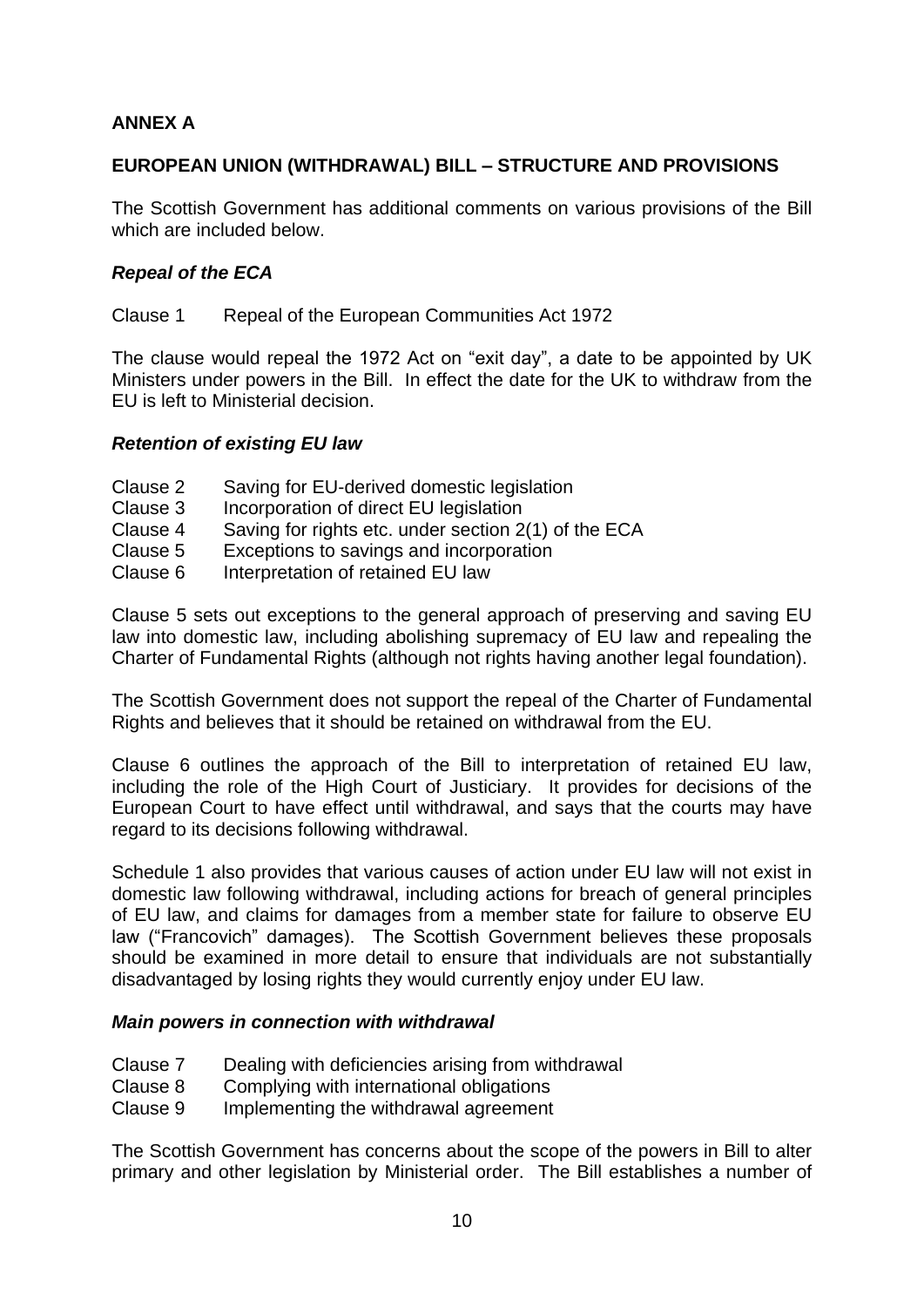**ANNEX A**

**EUROPEAN UNION (WITHDRAWAL) BILL – STRUCTURE AND PROVISIONS**

The Scottish Government has additional comments on various provisions of the Bill which are included below.

***Repeal of the ECA***

Clause 1 Repeal of the European Communities Act 1972

The clause would repeal the 1972 Act on "exit day", a date to be appointed by UK Ministers under powers in the Bill. In effect the date for the UK to withdraw from the EU is left to Ministerial decision.

***Retention of existing EU law***

Clause 2 Saving for EU-derived domestic legislation
Clause 3 Incorporation of direct EU legislation
Clause 4 Saving for rights etc. under section 2(1) of the ECA
Clause 5 Exceptions to savings and incorporation
Clause 6 Interpretation of retained EU law

Clause 5 sets out exceptions to the general approach of preserving and saving EU law into domestic law, including abolishing supremacy of EU law and repealing the Charter of Fundamental Rights (although not rights having another legal foundation).

The Scottish Government does not support the repeal of the Charter of Fundamental Rights and believes that it should be retained on withdrawal from the EU.

Clause 6 outlines the approach of the Bill to interpretation of retained EU law, including the role of the High Court of Justiciary. It provides for decisions of the European Court to have effect until withdrawal, and says that the courts may have regard to its decisions following withdrawal.

Schedule 1 also provides that various causes of action under EU law will not exist in domestic law following withdrawal, including actions for breach of general principles of EU law, and claims for damages from a member state for failure to observe EU law ("Francovich" damages). The Scottish Government believes these proposals should be examined in more detail to ensure that individuals are not substantially disadvantaged by losing rights they would currently enjoy under EU law.

***Main powers in connection with withdrawal***

Clause 7 Dealing with deficiencies arising from withdrawal
Clause 8 Complying with international obligations
Clause 9 Implementing the withdrawal agreement

The Scottish Government has concerns about the scope of the powers in Bill to alter primary and other legislation by Ministerial order. The Bill establishes a number of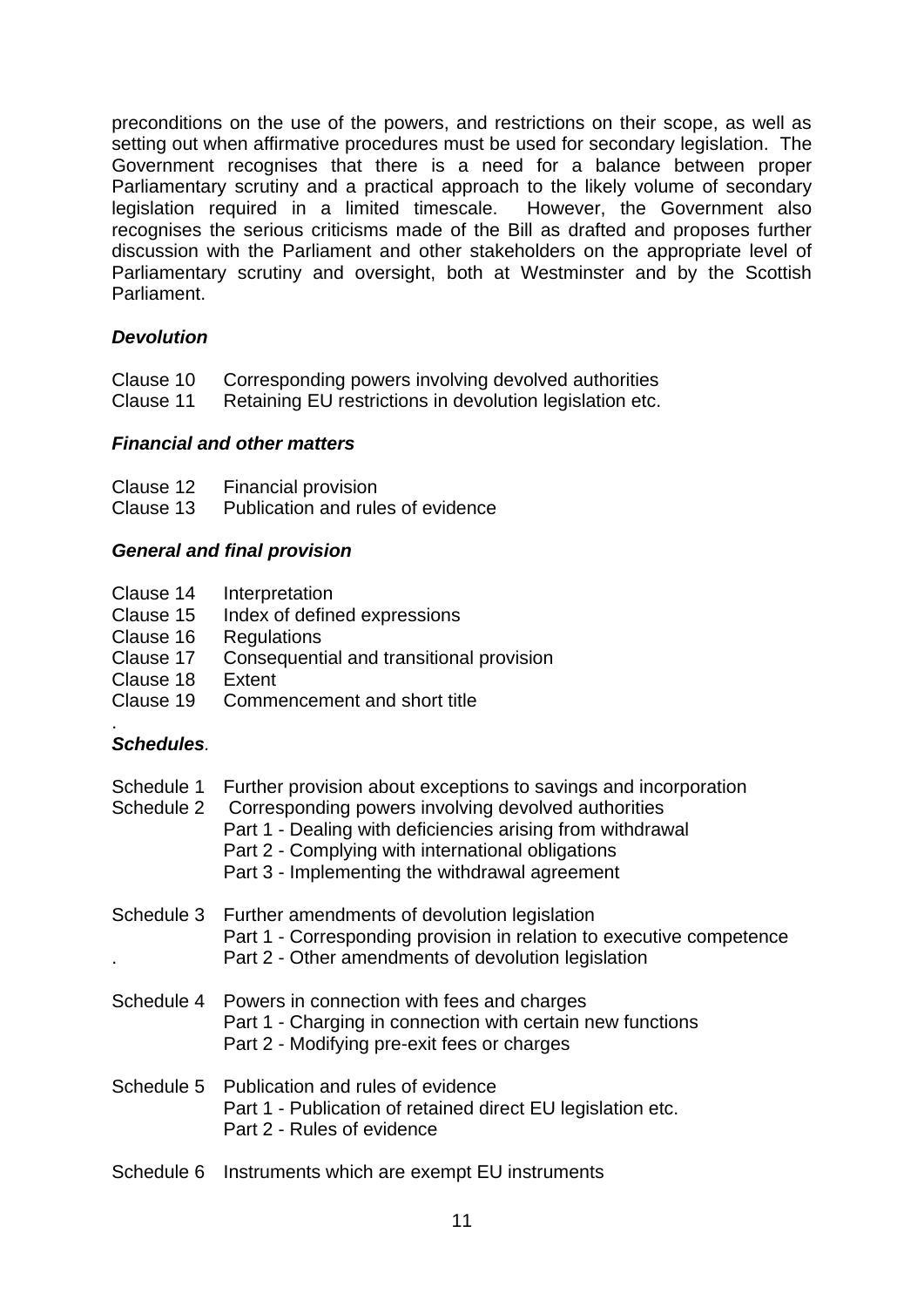preconditions on the use of the powers, and restrictions on their scope, as well as setting out when affirmative procedures must be used for secondary legislation. The Government recognises that there is a need for a balance between proper Parliamentary scrutiny and a practical approach to the likely volume of secondary legislation required in a limited timescale. However, the Government also recognises the serious criticisms made of the Bill as drafted and proposes further discussion with the Parliament and other stakeholders on the appropriate level of Parliamentary scrutiny and oversight, both at Westminster and by the Scottish Parliament.

***Devolution***

Clause 10 Corresponding powers involving devolved authorities
Clause 11 Retaining EU restrictions in devolution legislation etc.

***Financial and other matters***

Clause 12 Financial provision
Clause 13 Publication and rules of evidence

***General and final provision***

Clause 14 Interpretation
Clause 15 Index of defined expressions
Clause 16 Regulations
Clause 17 Consequential and transitional provision
Clause 18 Extent
Clause 19 Commencement and short title

***Schedules***.

Schedule 1 Further provision about exceptions to savings and incorporation
Schedule 2 Corresponding powers involving devolved authorities
Part 1 - Dealing with deficiencies arising from withdrawal
Part 2 - Complying with international obligations
Part 3 - Implementing the withdrawal agreement

Schedule 3 Further amendments of devolution legislation
Part 1 - Corresponding provision in relation to executive competence
Part 2 - Other amendments of devolution legislation

Schedule 4 Powers in connection with fees and charges
Part 1 - Charging in connection with certain new functions
Part 2 - Modifying pre-exit fees or charges

Schedule 5 Publication and rules of evidence
Part 1 - Publication of retained direct EU legislation etc.
Part 2 - Rules of evidence

Schedule 6 Instruments which are exempt EU instruments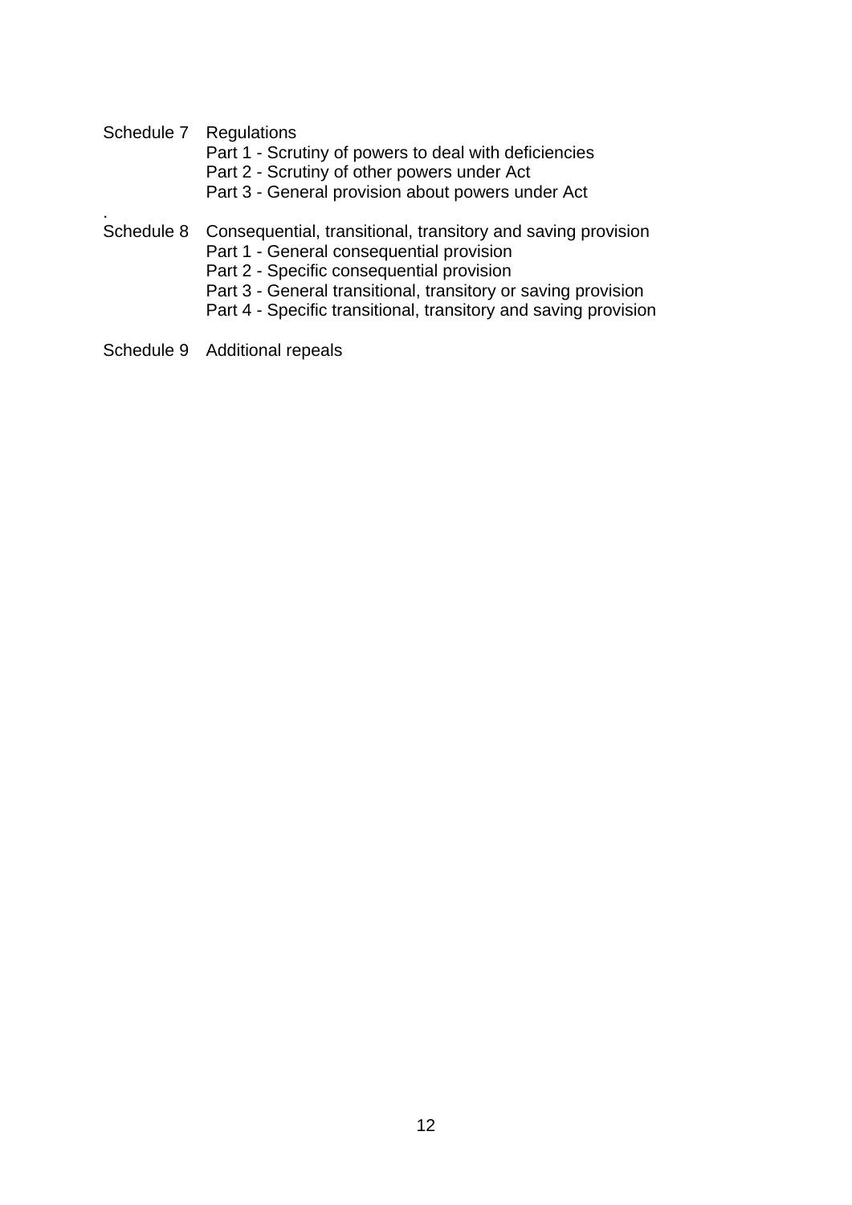Schedule 7 Regulations
- Part 1 - Scrutiny of powers to deal with deficiencies
- Part 2 - Scrutiny of other powers under Act
- Part 3 - General provision about powers under Act

.
Schedule 8 Consequential, transitional, transitory and saving provision
- Part 1 - General consequential provision
- Part 2 - Specific consequential provision
- Part 3 - General transitional, transitory or saving provision
- Part 4 - Specific transitional, transitory and saving provision

Schedule 9 Additional repeals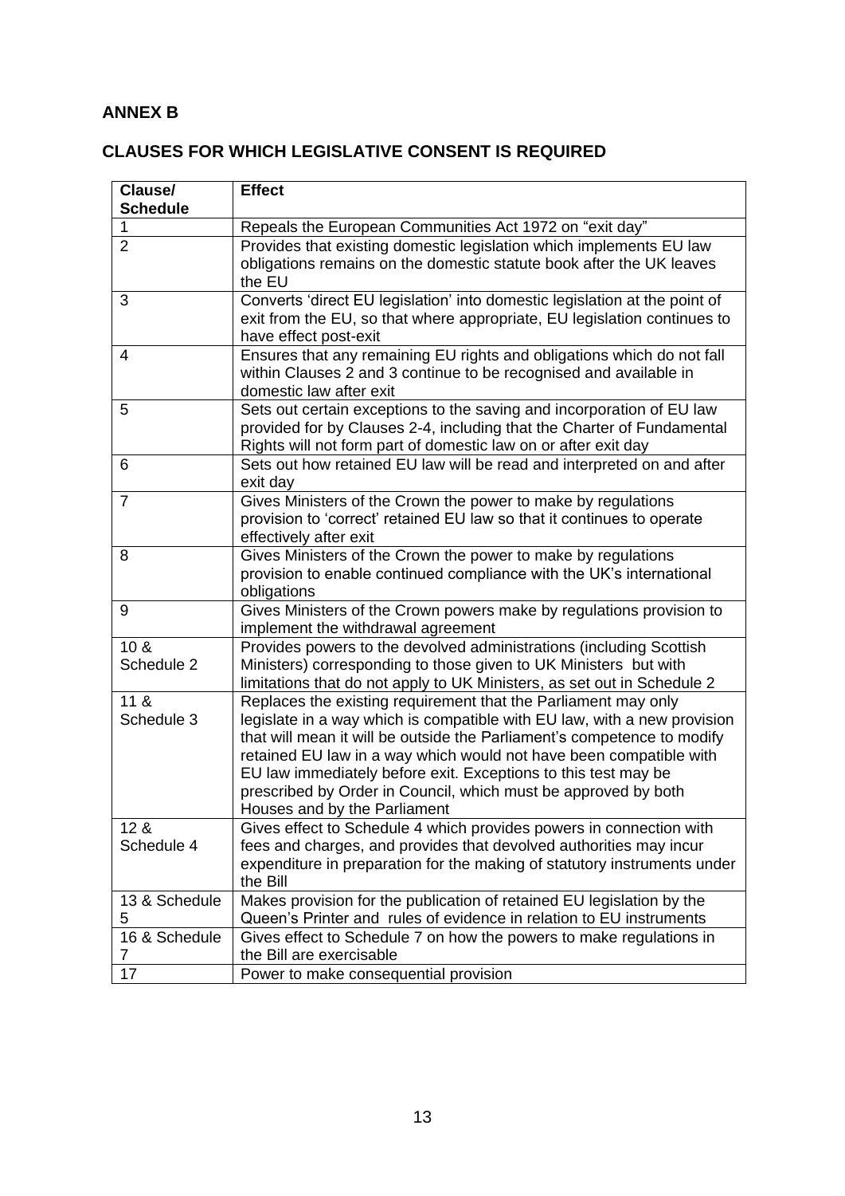**ANNEX B**

**CLAUSES FOR WHICH LEGISLATIVE CONSENT IS REQUIRED**

| Clause/ Schedule | Effect |
|---|---|
| 1 | Repeals the European Communities Act 1972 on "exit day" |
| 2 | Provides that existing domestic legislation which implements EU law obligations remains on the domestic statute book after the UK leaves the EU |
| 3 | Converts 'direct EU legislation' into domestic legislation at the point of exit from the EU, so that where appropriate, EU legislation continues to have effect post-exit |
| 4 | Ensures that any remaining EU rights and obligations which do not fall within Clauses 2 and 3 continue to be recognised and available in domestic law after exit |
| 5 | Sets out certain exceptions to the saving and incorporation of EU law provided for by Clauses 2-4, including that the Charter of Fundamental Rights will not form part of domestic law on or after exit day |
| 6 | Sets out how retained EU law will be read and interpreted on and after exit day |
| 7 | Gives Ministers of the Crown the power to make by regulations provision to 'correct' retained EU law so that it continues to operate effectively after exit |
| 8 | Gives Ministers of the Crown the power to make by regulations provision to enable continued compliance with the UK's international obligations |
| 9 | Gives Ministers of the Crown powers make by regulations provision to implement the withdrawal agreement |
| 10 & Schedule 2 | Provides powers to the devolved administrations (including Scottish Ministers) corresponding to those given to UK Ministers but with limitations that do not apply to UK Ministers, as set out in Schedule 2 |
| 11 & Schedule 3 | Replaces the existing requirement that the Parliament may only legislate in a way which is compatible with EU law, with a new provision that will mean it will be outside the Parliament's competence to modify retained EU law in a way which would not have been compatible with EU law immediately before exit. Exceptions to this test may be prescribed by Order in Council, which must be approved by both Houses and by the Parliament |
| 12 & Schedule 4 | Gives effect to Schedule 4 which provides powers in connection with fees and charges, and provides that devolved authorities may incur expenditure in preparation for the making of statutory instruments under the Bill |
| 13 & Schedule 5 | Makes provision for the publication of retained EU legislation by the Queen's Printer and rules of evidence in relation to EU instruments |
| 16 & Schedule 7 | Gives effect to Schedule 7 on how the powers to make regulations in the Bill are exercisable |
| 17 | Power to make consequential provision |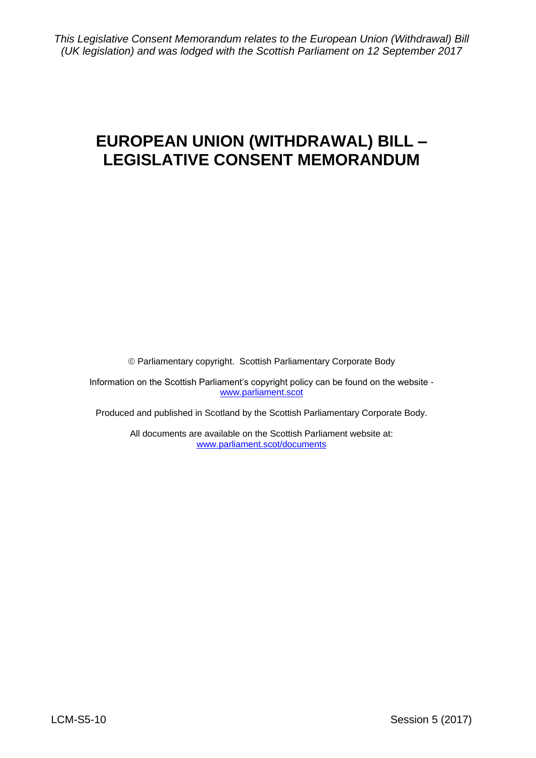*This Legislative Consent Memorandum relates to the European Union (Withdrawal) Bill (UK legislation) and was lodged with the Scottish Parliament on 12 September 2017*

# EUROPEAN UNION (WITHDRAWAL) BILL – LEGISLATIVE CONSENT MEMORANDUM

© Parliamentary copyright. Scottish Parliamentary Corporate Body

Information on the Scottish Parliament's copyright policy can be found on the website - [www.parliament.scot](http://www.parliament.scot)

Produced and published in Scotland by the Scottish Parliamentary Corporate Body.

All documents are available on the Scottish Parliament website at: [www.parliament.scot/documents](http://www.parliament.scot/documents)

LCM-S5-10 Session 5 (2017)